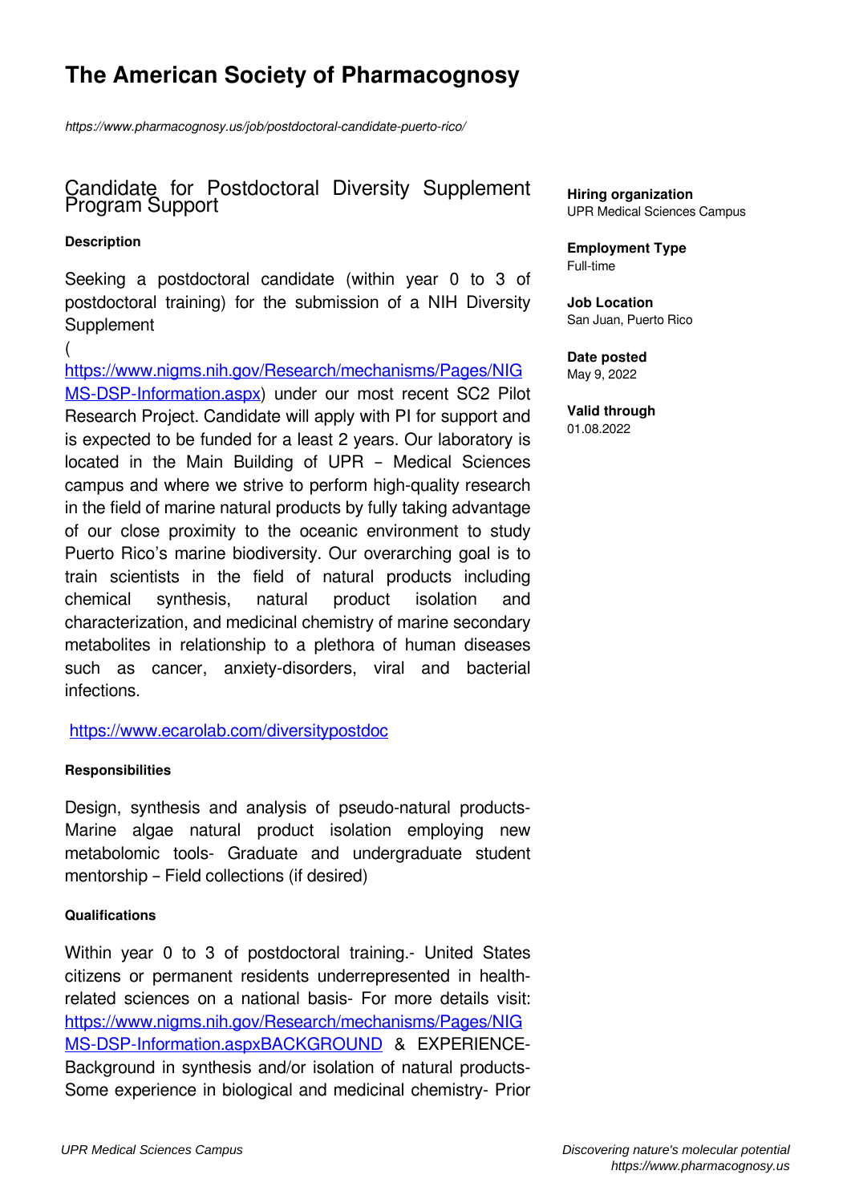# The American Society of Pharmacognosy

*https://www.pharmacognosy.us/job/postdoctoral-candidate-puerto-rico/*

## Candidate for Postdoctoral Diversity Supplement Program Support

**Hiring organization**
UPR Medical Sciences Campus

**Employment Type**
Full-time

**Job Location**
San Juan, Puerto Rico

**Date posted**
May 9, 2022

**Valid through**
01.08.2022

#### Description

Seeking a postdoctoral candidate (within year 0 to 3 of postdoctoral training) for the submission of a NIH Diversity Supplement
(
https://www.nigms.nih.gov/Research/mechanisms/Pages/NIGMS-DSP-Information.aspx) under our most recent SC2 Pilot Research Project. Candidate will apply with PI for support and is expected to be funded for a least 2 years. Our laboratory is located in the Main Building of UPR – Medical Sciences campus and where we strive to perform high-quality research in the field of marine natural products by fully taking advantage of our close proximity to the oceanic environment to study Puerto Rico's marine biodiversity. Our overarching goal is to train scientists in the field of natural products including chemical synthesis, natural product isolation and characterization, and medicinal chemistry of marine secondary metabolites in relationship to a plethora of human diseases such as cancer, anxiety-disorders, viral and bacterial infections.

https://www.ecarolab.com/diversitypostdoc

#### Responsibilities

Design, synthesis and analysis of pseudo-natural products- Marine algae natural product isolation employing new metabolomic tools- Graduate and undergraduate student mentorship – Field collections (if desired)

#### Qualifications

Within year 0 to 3 of postdoctoral training.- United States citizens or permanent residents underrepresented in health-related sciences on a national basis- For more details visit: https://www.nigms.nih.gov/Research/mechanisms/Pages/NIGMS-DSP-Information.aspxBACKGROUND & EXPERIENCE- Background in synthesis and/or isolation of natural products- Some experience in biological and medicinal chemistry- Prior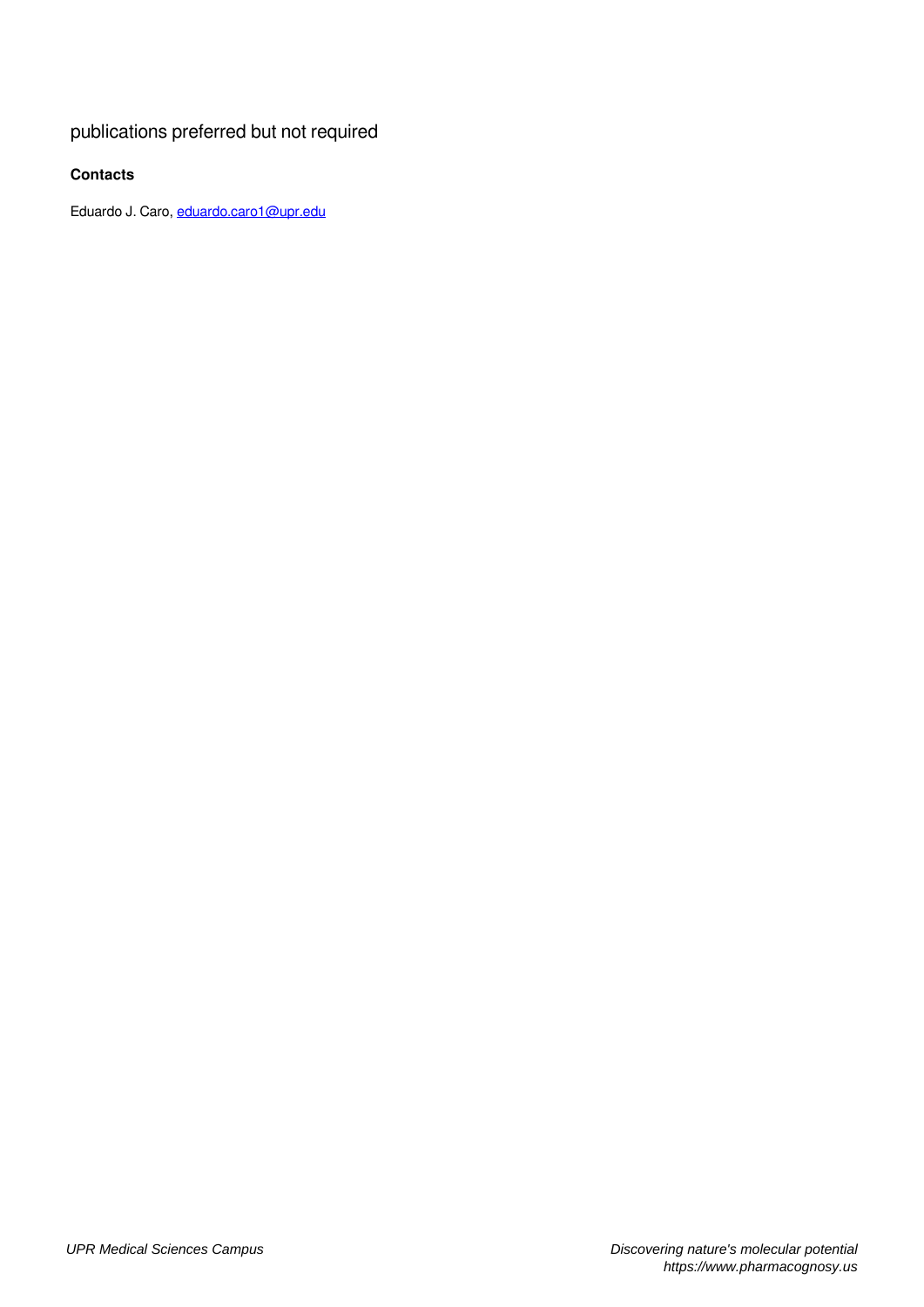publications preferred but not required

**Contacts**

Eduardo J. Caro, [eduardo.caro1@upr.edu](mailto:eduardo.caro1@upr.edu)